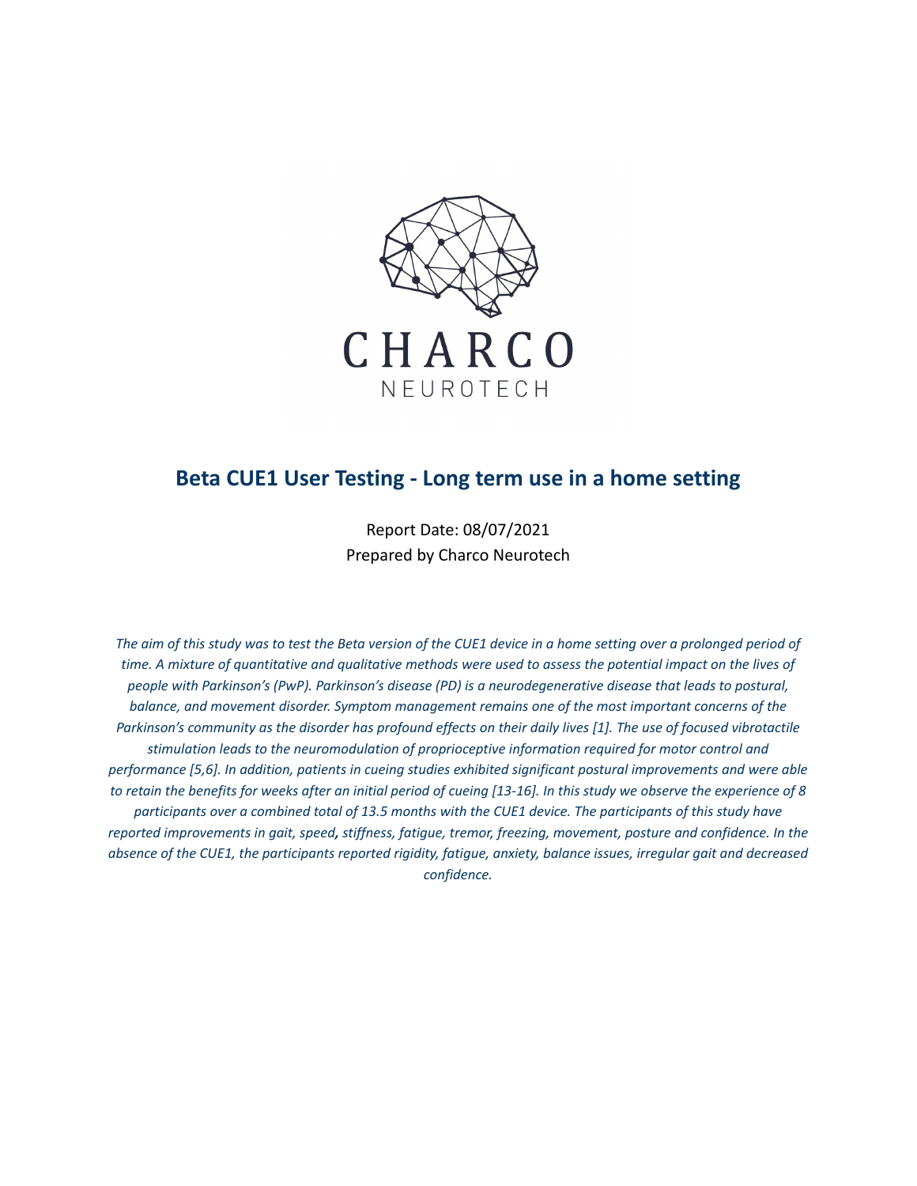CHARCO

NEUROTECH

# Beta CUE1 User Testing - Long term use in a home setting

Report Date: 08/07/2021

Prepared by Charco Neurotech

*The aim of this study was to test the Beta version of the CUE1 device in a home setting over a prolonged period of time. A mixture of quantitative and qualitative methods were used to assess the potential impact on the lives of people with Parkinson's (PwP). Parkinson's disease (PD) is a neurodegenerative disease that leads to postural, balance, and movement disorder. Symptom management remains one of the most important concerns of the Parkinson's community as the disorder has profound effects on their daily lives [1]. The use of focused vibrotactile stimulation leads to the neuromodulation of proprioceptive information required for motor control and performance [5,6]. In addition, patients in cueing studies exhibited significant postural improvements and were able to retain the benefits for weeks after an initial period of cueing [13-16]. In this study we observe the experience of 8 participants over a combined total of 13.5 months with the CUE1 device. The participants of this study have reported improvements in gait, speed, stiffness, fatigue, tremor, freezing, movement, posture and confidence. In the absence of the CUE1, the participants reported rigidity, fatigue, anxiety, balance issues, irregular gait and decreased confidence.*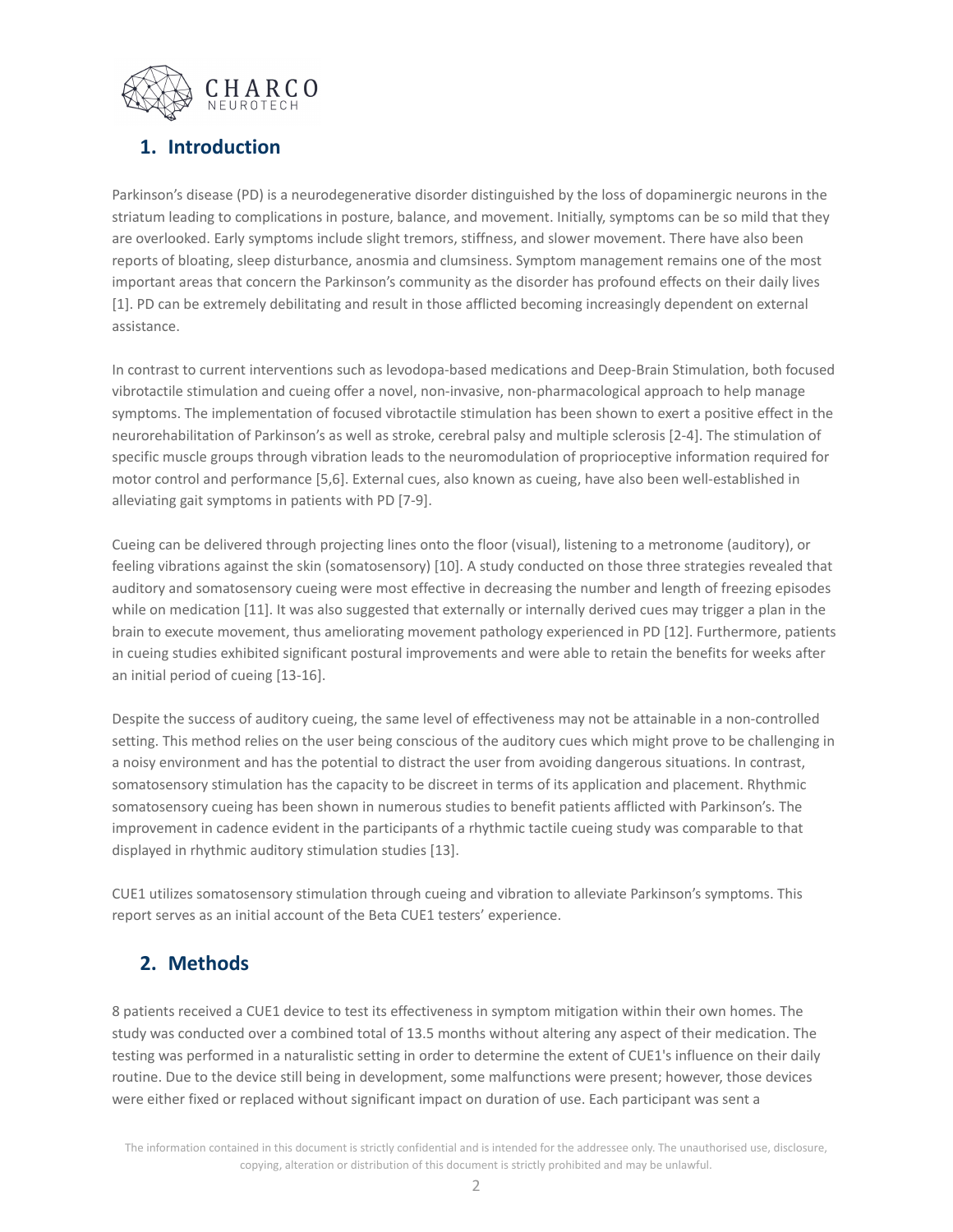## 1. Introduction

Parkinson's disease (PD) is a neurodegenerative disorder distinguished by the loss of dopaminergic neurons in the striatum leading to complications in posture, balance, and movement. Initially, symptoms can be so mild that they are overlooked. Early symptoms include slight tremors, stiffness, and slower movement. There have also been reports of bloating, sleep disturbance, anosmia and clumsiness. Symptom management remains one of the most important areas that concern the Parkinson's community as the disorder has profound effects on their daily lives [1]. PD can be extremely debilitating and result in those afflicted becoming increasingly dependent on external assistance.

In contrast to current interventions such as levodopa-based medications and Deep-Brain Stimulation, both focused vibrotactile stimulation and cueing offer a novel, non-invasive, non-pharmacological approach to help manage symptoms. The implementation of focused vibrotactile stimulation has been shown to exert a positive effect in the neurorehabilitation of Parkinson's as well as stroke, cerebral palsy and multiple sclerosis [2-4]. The stimulation of specific muscle groups through vibration leads to the neuromodulation of proprioceptive information required for motor control and performance [5,6]. External cues, also known as cueing, have also been well-established in alleviating gait symptoms in patients with PD [7-9].

Cueing can be delivered through projecting lines onto the floor (visual), listening to a metronome (auditory), or feeling vibrations against the skin (somatosensory) [10]. A study conducted on those three strategies revealed that auditory and somatosensory cueing were most effective in decreasing the number and length of freezing episodes while on medication [11]. It was also suggested that externally or internally derived cues may trigger a plan in the brain to execute movement, thus ameliorating movement pathology experienced in PD [12]. Furthermore, patients in cueing studies exhibited significant postural improvements and were able to retain the benefits for weeks after an initial period of cueing [13-16].

Despite the success of auditory cueing, the same level of effectiveness may not be attainable in a non-controlled setting. This method relies on the user being conscious of the auditory cues which might prove to be challenging in a noisy environment and has the potential to distract the user from avoiding dangerous situations. In contrast, somatosensory stimulation has the capacity to be discreet in terms of its application and placement. Rhythmic somatosensory cueing has been shown in numerous studies to benefit patients afflicted with Parkinson's. The improvement in cadence evident in the participants of a rhythmic tactile cueing study was comparable to that displayed in rhythmic auditory stimulation studies [13].

CUE1 utilizes somatosensory stimulation through cueing and vibration to alleviate Parkinson's symptoms. This report serves as an initial account of the Beta CUE1 testers' experience.

## 2. Methods

8 patients received a CUE1 device to test its effectiveness in symptom mitigation within their own homes. The study was conducted over a combined total of 13.5 months without altering any aspect of their medication. The testing was performed in a naturalistic setting in order to determine the extent of CUE1's influence on their daily routine. Due to the device still being in development, some malfunctions were present; however, those devices were either fixed or replaced without significant impact on duration of use. Each participant was sent a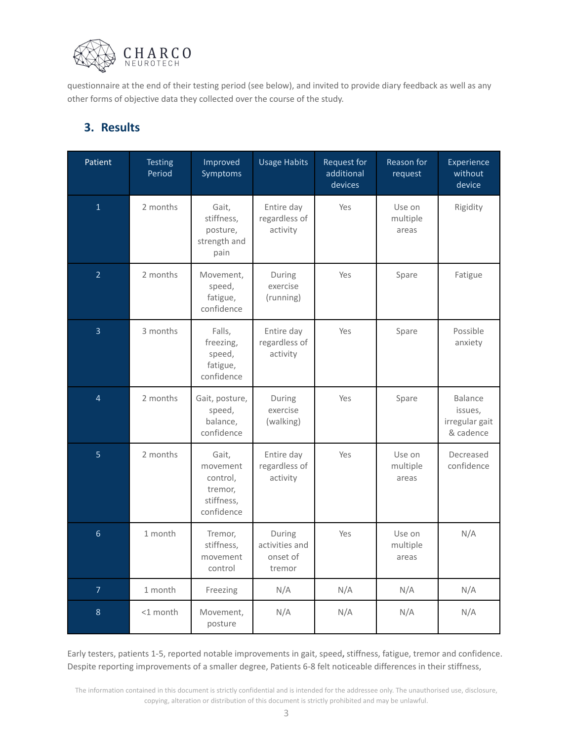questionnaire at the end of their testing period (see below), and invited to provide diary feedback as well as any other forms of objective data they collected over the course of the study.

## 3. Results

| Patient | Testing Period | Improved Symptoms | Usage Habits | Request for additional devices | Reason for request | Experience without device |
|---|---|---|---|---|---|---|
| 1 | 2 months | Gait, stiffness, posture, strength and pain | Entire day regardless of activity | Yes | Use on multiple areas | Rigidity |
| 2 | 2 months | Movement, speed, fatigue, confidence | During exercise (running) | Yes | Spare | Fatigue |
| 3 | 3 months | Falls, freezing, speed, fatigue, confidence | Entire day regardless of activity | Yes | Spare | Possible anxiety |
| 4 | 2 months | Gait, posture, speed, balance, confidence | During exercise (walking) | Yes | Spare | Balance issues, irregular gait & cadence |
| 5 | 2 months | Gait, movement control, tremor, stiffness, confidence | Entire day regardless of activity | Yes | Use on multiple areas | Decreased confidence |
| 6 | 1 month | Tremor, stiffness, movement control | During activities and onset of tremor | Yes | Use on multiple areas | N/A |
| 7 | 1 month | Freezing | N/A | N/A | N/A | N/A |
| 8 | <1 month | Movement, posture | N/A | N/A | N/A | N/A |

Early testers, patients 1-5, reported notable improvements in gait, speed**,** stiffness, fatigue, tremor and confidence. Despite reporting improvements of a smaller degree, Patients 6-8 felt noticeable differences in their stiffness,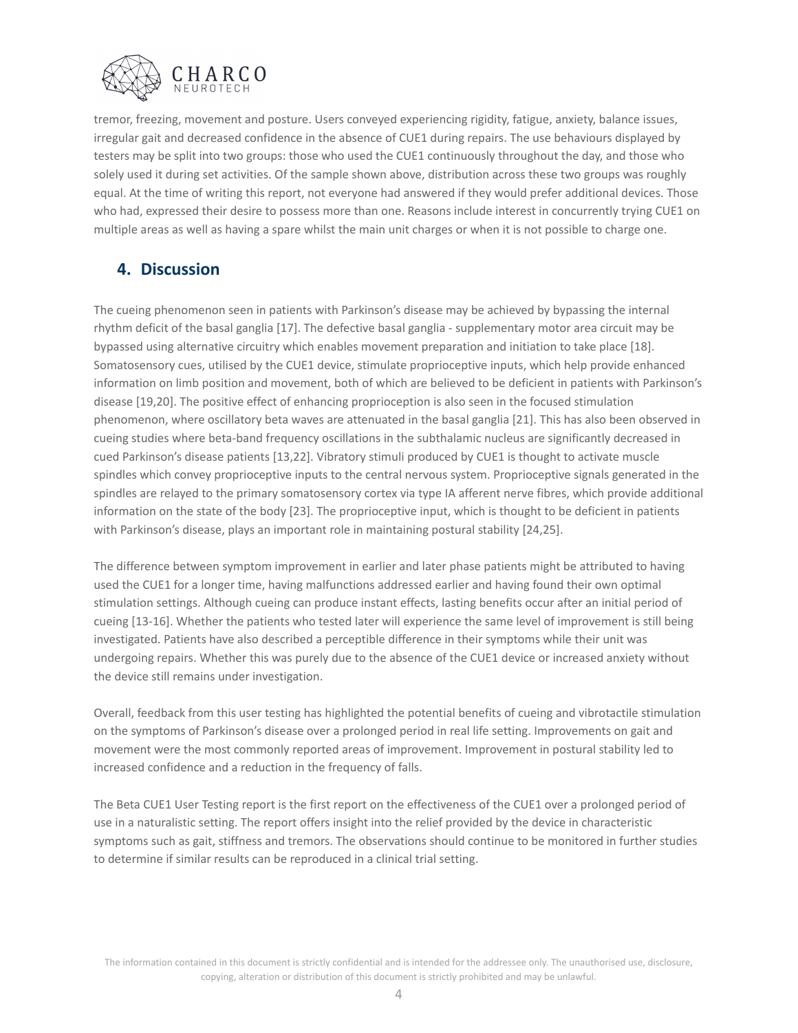tremor, freezing, movement and posture. Users conveyed experiencing rigidity, fatigue, anxiety, balance issues, irregular gait and decreased confidence in the absence of CUE1 during repairs. The use behaviours displayed by testers may be split into two groups: those who used the CUE1 continuously throughout the day, and those who solely used it during set activities. Of the sample shown above, distribution across these two groups was roughly equal. At the time of writing this report, not everyone had answered if they would prefer additional devices. Those who had, expressed their desire to possess more than one. Reasons include interest in concurrently trying CUE1 on multiple areas as well as having a spare whilst the main unit charges or when it is not possible to charge one.

## 4. Discussion

The cueing phenomenon seen in patients with Parkinson's disease may be achieved by bypassing the internal rhythm deficit of the basal ganglia [17]. The defective basal ganglia - supplementary motor area circuit may be bypassed using alternative circuitry which enables movement preparation and initiation to take place [18]. Somatosensory cues, utilised by the CUE1 device, stimulate proprioceptive inputs, which help provide enhanced information on limb position and movement, both of which are believed to be deficient in patients with Parkinson's disease [19,20]. The positive effect of enhancing proprioception is also seen in the focused stimulation phenomenon, where oscillatory beta waves are attenuated in the basal ganglia [21]. This has also been observed in cueing studies where beta-band frequency oscillations in the subthalamic nucleus are significantly decreased in cued Parkinson's disease patients [13,22]. Vibratory stimuli produced by CUE1 is thought to activate muscle spindles which convey proprioceptive inputs to the central nervous system. Proprioceptive signals generated in the spindles are relayed to the primary somatosensory cortex via type IA afferent nerve fibres, which provide additional information on the state of the body [23]. The proprioceptive input, which is thought to be deficient in patients with Parkinson's disease, plays an important role in maintaining postural stability [24,25].

The difference between symptom improvement in earlier and later phase patients might be attributed to having used the CUE1 for a longer time, having malfunctions addressed earlier and having found their own optimal stimulation settings. Although cueing can produce instant effects, lasting benefits occur after an initial period of cueing [13-16]. Whether the patients who tested later will experience the same level of improvement is still being investigated. Patients have also described a perceptible difference in their symptoms while their unit was undergoing repairs. Whether this was purely due to the absence of the CUE1 device or increased anxiety without the device still remains under investigation.

Overall, feedback from this user testing has highlighted the potential benefits of cueing and vibrotactile stimulation on the symptoms of Parkinson's disease over a prolonged period in real life setting. Improvements on gait and movement were the most commonly reported areas of improvement. Improvement in postural stability led to increased confidence and a reduction in the frequency of falls.

The Beta CUE1 User Testing report is the first report on the effectiveness of the CUE1 over a prolonged period of use in a naturalistic setting. The report offers insight into the relief provided by the device in characteristic symptoms such as gait, stiffness and tremors. The observations should continue to be monitored in further studies to determine if similar results can be reproduced in a clinical trial setting.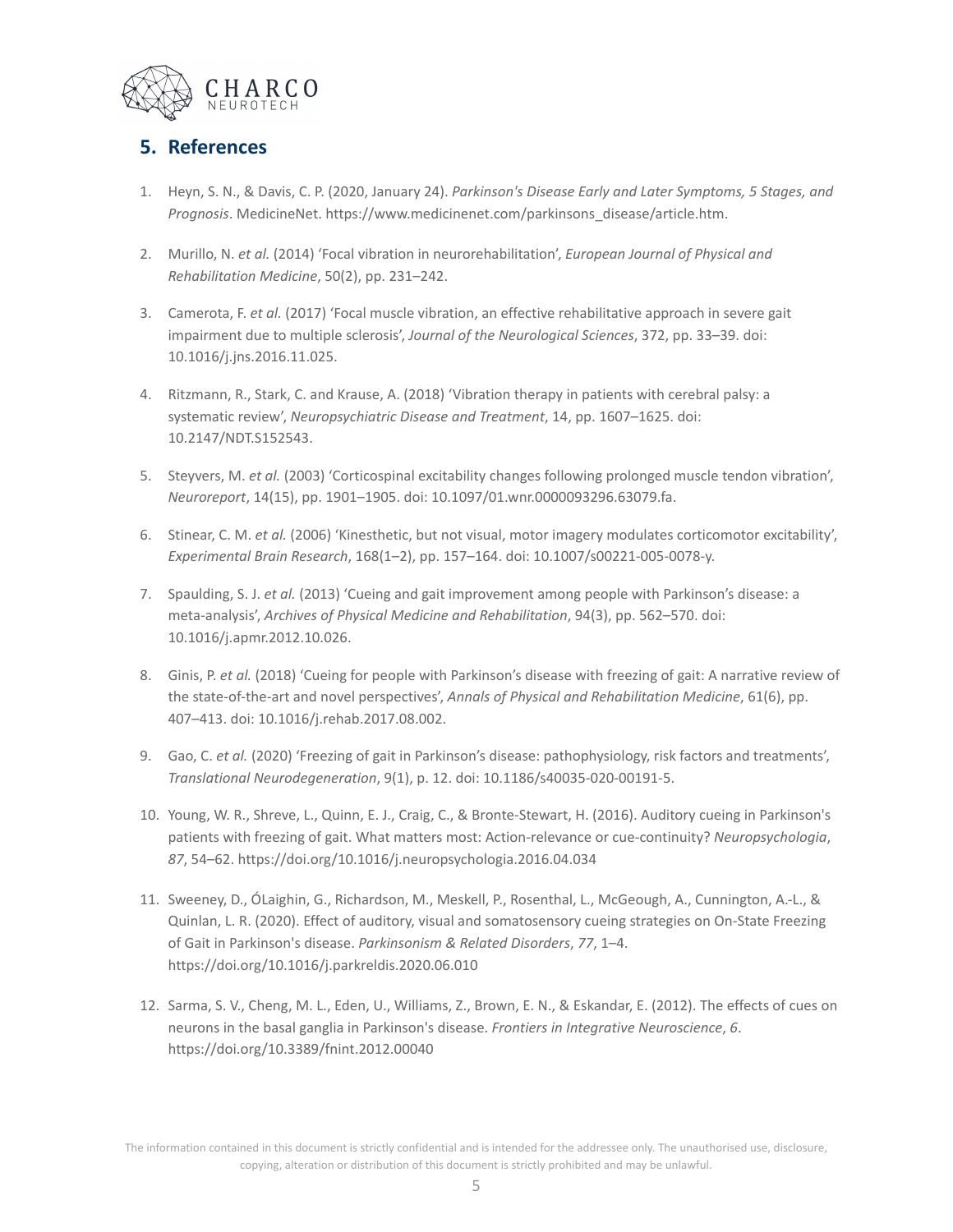## 5. References

1. Heyn, S. N., & Davis, C. P. (2020, January 24). *Parkinson's Disease Early and Later Symptoms, 5 Stages, and Prognosis*. MedicineNet. https://www.medicinenet.com/parkinsons_disease/article.htm.

2. Murillo, N. *et al.* (2014) 'Focal vibration in neurorehabilitation', *European Journal of Physical and Rehabilitation Medicine*, 50(2), pp. 231–242.

3. Camerota, F. *et al.* (2017) 'Focal muscle vibration, an effective rehabilitative approach in severe gait impairment due to multiple sclerosis', *Journal of the Neurological Sciences*, 372, pp. 33–39. doi: 10.1016/j.jns.2016.11.025.

4. Ritzmann, R., Stark, C. and Krause, A. (2018) 'Vibration therapy in patients with cerebral palsy: a systematic review', *Neuropsychiatric Disease and Treatment*, 14, pp. 1607–1625. doi: 10.2147/NDT.S152543.

5. Steyvers, M. *et al.* (2003) 'Corticospinal excitability changes following prolonged muscle tendon vibration', *Neuroreport*, 14(15), pp. 1901–1905. doi: 10.1097/01.wnr.0000093296.63079.fa.

6. Stinear, C. M. *et al.* (2006) 'Kinesthetic, but not visual, motor imagery modulates corticomotor excitability', *Experimental Brain Research*, 168(1–2), pp. 157–164. doi: 10.1007/s00221-005-0078-y.

7. Spaulding, S. J. *et al.* (2013) 'Cueing and gait improvement among people with Parkinson's disease: a meta-analysis', *Archives of Physical Medicine and Rehabilitation*, 94(3), pp. 562–570. doi: 10.1016/j.apmr.2012.10.026.

8. Ginis, P. *et al.* (2018) 'Cueing for people with Parkinson's disease with freezing of gait: A narrative review of the state-of-the-art and novel perspectives', *Annals of Physical and Rehabilitation Medicine*, 61(6), pp. 407–413. doi: 10.1016/j.rehab.2017.08.002.

9. Gao, C. *et al.* (2020) 'Freezing of gait in Parkinson's disease: pathophysiology, risk factors and treatments', *Translational Neurodegeneration*, 9(1), p. 12. doi: 10.1186/s40035-020-00191-5.

10. Young, W. R., Shreve, L., Quinn, E. J., Craig, C., & Bronte-Stewart, H. (2016). Auditory cueing in Parkinson's patients with freezing of gait. What matters most: Action-relevance or cue-continuity? *Neuropsychologia*, *87*, 54–62. https://doi.org/10.1016/j.neuropsychologia.2016.04.034

11. Sweeney, D., ÓLaighin, G., Richardson, M., Meskell, P., Rosenthal, L., McGeough, A., Cunnington, A.-L., & Quinlan, L. R. (2020). Effect of auditory, visual and somatosensory cueing strategies on On-State Freezing of Gait in Parkinson's disease. *Parkinsonism & Related Disorders*, *77*, 1–4. https://doi.org/10.1016/j.parkreldis.2020.06.010

12. Sarma, S. V., Cheng, M. L., Eden, U., Williams, Z., Brown, E. N., & Eskandar, E. (2012). The effects of cues on neurons in the basal ganglia in Parkinson's disease. *Frontiers in Integrative Neuroscience*, *6*. https://doi.org/10.3389/fnint.2012.00040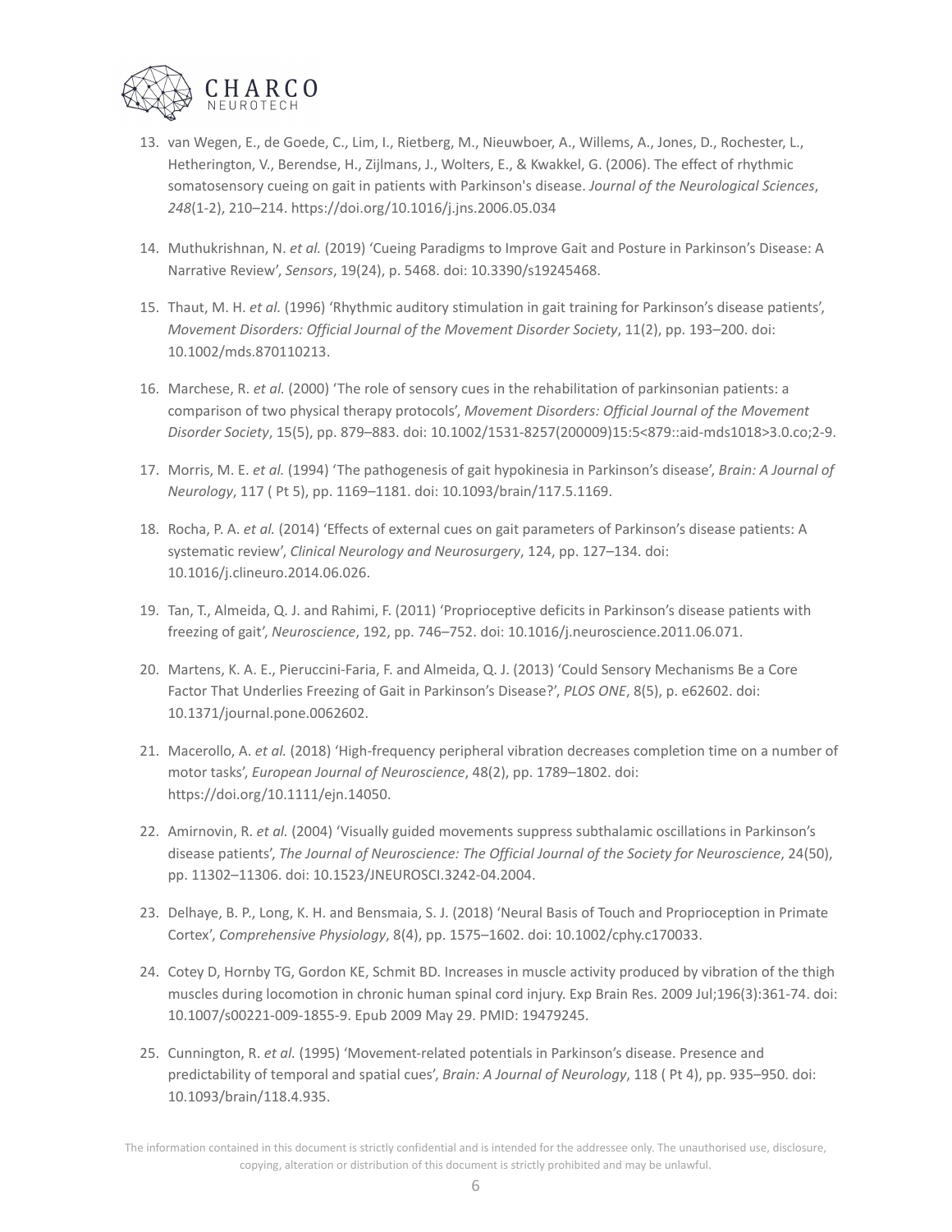13. van Wegen, E., de Goede, C., Lim, I., Rietberg, M., Nieuwboer, A., Willems, A., Jones, D., Rochester, L., Hetherington, V., Berendse, H., Zijlmans, J., Wolters, E., & Kwakkel, G. (2006). The effect of rhythmic somatosensory cueing on gait in patients with Parkinson's disease. *Journal of the Neurological Sciences*, *248*(1-2), 210–214. https://doi.org/10.1016/j.jns.2006.05.034

14. Muthukrishnan, N. *et al.* (2019) 'Cueing Paradigms to Improve Gait and Posture in Parkinson's Disease: A Narrative Review', *Sensors*, 19(24), p. 5468. doi: 10.3390/s19245468.

15. Thaut, M. H. *et al.* (1996) 'Rhythmic auditory stimulation in gait training for Parkinson's disease patients', *Movement Disorders: Official Journal of the Movement Disorder Society*, 11(2), pp. 193–200. doi: 10.1002/mds.870110213.

16. Marchese, R. *et al.* (2000) 'The role of sensory cues in the rehabilitation of parkinsonian patients: a comparison of two physical therapy protocols', *Movement Disorders: Official Journal of the Movement Disorder Society*, 15(5), pp. 879–883. doi: 10.1002/1531-8257(200009)15:5<879::aid-mds1018>3.0.co;2-9.

17. Morris, M. E. *et al.* (1994) 'The pathogenesis of gait hypokinesia in Parkinson's disease', *Brain: A Journal of Neurology*, 117 ( Pt 5), pp. 1169–1181. doi: 10.1093/brain/117.5.1169.

18. Rocha, P. A. *et al.* (2014) 'Effects of external cues on gait parameters of Parkinson's disease patients: A systematic review', *Clinical Neurology and Neurosurgery*, 124, pp. 127–134. doi: 10.1016/j.clineuro.2014.06.026.

19. Tan, T., Almeida, Q. J. and Rahimi, F. (2011) 'Proprioceptive deficits in Parkinson's disease patients with freezing of gait', *Neuroscience*, 192, pp. 746–752. doi: 10.1016/j.neuroscience.2011.06.071.

20. Martens, K. A. E., Pieruccini-Faria, F. and Almeida, Q. J. (2013) 'Could Sensory Mechanisms Be a Core Factor That Underlies Freezing of Gait in Parkinson's Disease?', *PLOS ONE*, 8(5), p. e62602. doi: 10.1371/journal.pone.0062602.

21. Macerollo, A. *et al.* (2018) 'High-frequency peripheral vibration decreases completion time on a number of motor tasks', *European Journal of Neuroscience*, 48(2), pp. 1789–1802. doi: https://doi.org/10.1111/ejn.14050.

22. Amirnovin, R. *et al.* (2004) 'Visually guided movements suppress subthalamic oscillations in Parkinson's disease patients', *The Journal of Neuroscience: The Official Journal of the Society for Neuroscience*, 24(50), pp. 11302–11306. doi: 10.1523/JNEUROSCI.3242-04.2004.

23. Delhaye, B. P., Long, K. H. and Bensmaia, S. J. (2018) 'Neural Basis of Touch and Proprioception in Primate Cortex', *Comprehensive Physiology*, 8(4), pp. 1575–1602. doi: 10.1002/cphy.c170033.

24. Cotey D, Hornby TG, Gordon KE, Schmit BD. Increases in muscle activity produced by vibration of the thigh muscles during locomotion in chronic human spinal cord injury. Exp Brain Res. 2009 Jul;196(3):361-74. doi: 10.1007/s00221-009-1855-9. Epub 2009 May 29. PMID: 19479245.

25. Cunnington, R. *et al.* (1995) 'Movement-related potentials in Parkinson's disease. Presence and predictability of temporal and spatial cues', *Brain: A Journal of Neurology*, 118 ( Pt 4), pp. 935–950. doi: 10.1093/brain/118.4.935.

The information contained in this document is strictly confidential and is intended for the addressee only. The unauthorised use, disclosure, copying, alteration or distribution of this document is strictly prohibited and may be unlawful.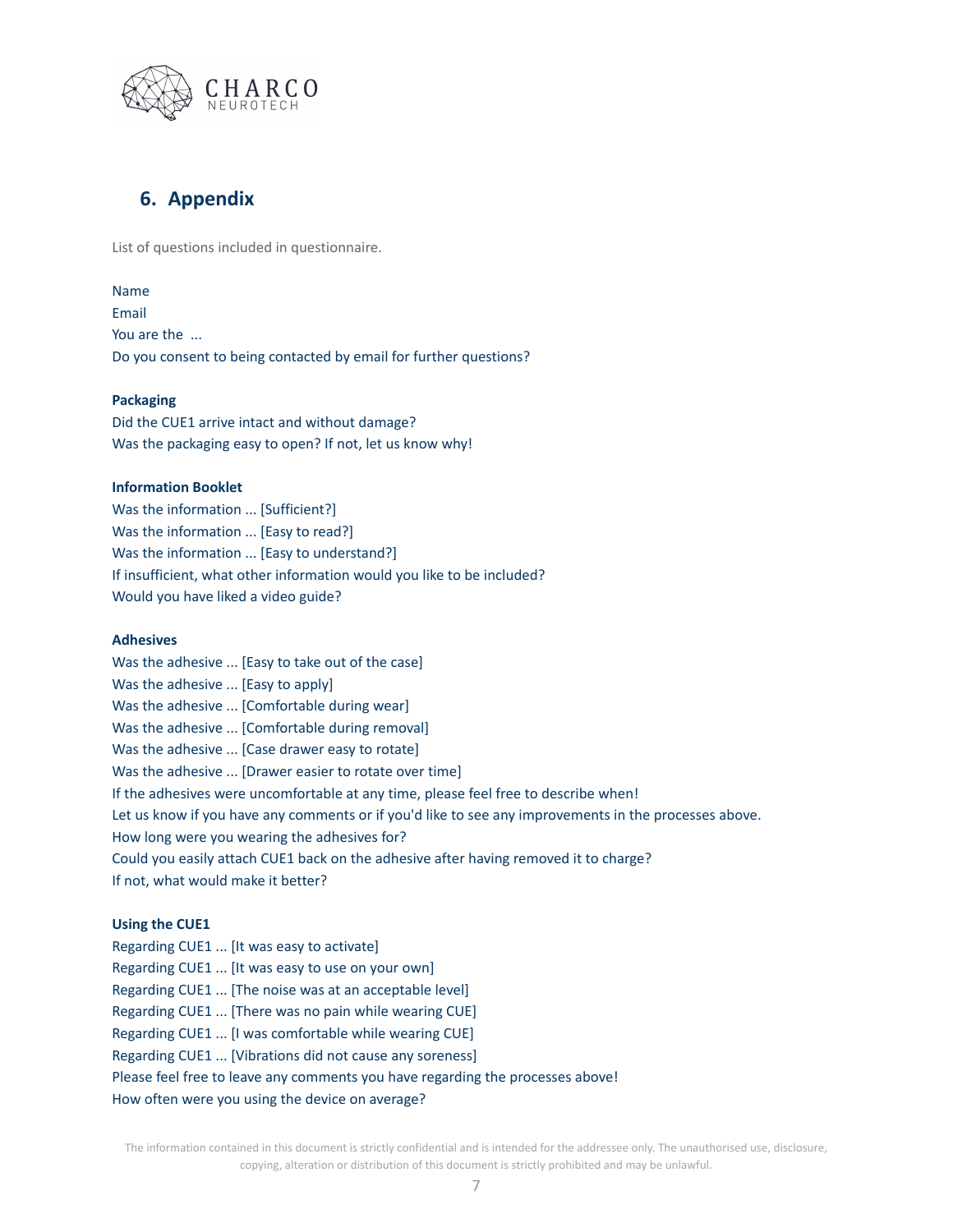## 6. Appendix

List of questions included in questionnaire.

Name
Email
You are the ...
Do you consent to being contacted by email for further questions?

**Packaging**

Did the CUE1 arrive intact and without damage?
Was the packaging easy to open? If not, let us know why!

**Information Booklet**

Was the information ... [Sufficient?]
Was the information ... [Easy to read?]
Was the information ... [Easy to understand?]
If insufficient, what other information would you like to be included?
Would you have liked a video guide?

**Adhesives**

Was the adhesive ... [Easy to take out of the case]
Was the adhesive ... [Easy to apply]
Was the adhesive ... [Comfortable during wear]
Was the adhesive ... [Comfortable during removal]
Was the adhesive ... [Case drawer easy to rotate]
Was the adhesive ... [Drawer easier to rotate over time]
If the adhesives were uncomfortable at any time, please feel free to describe when!
Let us know if you have any comments or if you'd like to see any improvements in the processes above.
How long were you wearing the adhesives for?
Could you easily attach CUE1 back on the adhesive after having removed it to charge?
If not, what would make it better?

**Using the CUE1**

Regarding CUE1 ... [It was easy to activate]
Regarding CUE1 ... [It was easy to use on your own]
Regarding CUE1 ... [The noise was at an acceptable level]
Regarding CUE1 ... [There was no pain while wearing CUE]
Regarding CUE1 ... [I was comfortable while wearing CUE]
Regarding CUE1 ... [Vibrations did not cause any soreness]
Please feel free to leave any comments you have regarding the processes above!
How often were you using the device on average?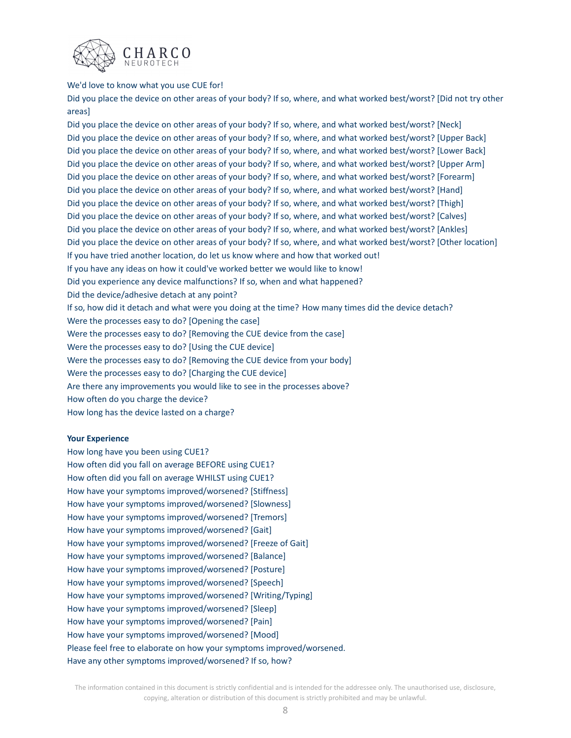We'd love to know what you use CUE for!

Did you place the device on other areas of your body? If so, where, and what worked best/worst? [Did not try other areas]

Did you place the device on other areas of your body? If so, where, and what worked best/worst? [Neck]

Did you place the device on other areas of your body? If so, where, and what worked best/worst? [Upper Back]

Did you place the device on other areas of your body? If so, where, and what worked best/worst? [Lower Back]

Did you place the device on other areas of your body? If so, where, and what worked best/worst? [Upper Arm]

Did you place the device on other areas of your body? If so, where, and what worked best/worst? [Forearm]

Did you place the device on other areas of your body? If so, where, and what worked best/worst? [Hand]

Did you place the device on other areas of your body? If so, where, and what worked best/worst? [Thigh]

Did you place the device on other areas of your body? If so, where, and what worked best/worst? [Calves]

Did you place the device on other areas of your body? If so, where, and what worked best/worst? [Ankles]

Did you place the device on other areas of your body? If so, where, and what worked best/worst? [Other location]

If you have tried another location, do let us know where and how that worked out!

If you have any ideas on how it could've worked better we would like to know!

Did you experience any device malfunctions? If so, when and what happened?

Did the device/adhesive detach at any point?

If so, how did it detach and what were you doing at the time? How many times did the device detach?

Were the processes easy to do? [Opening the case]

Were the processes easy to do? [Removing the CUE device from the case]

Were the processes easy to do? [Using the CUE device]

Were the processes easy to do? [Removing the CUE device from your body]

Were the processes easy to do? [Charging the CUE device]

Are there any improvements you would like to see in the processes above?

How often do you charge the device?

How long has the device lasted on a charge?

**Your Experience**

How long have you been using CUE1?

How often did you fall on average BEFORE using CUE1?

How often did you fall on average WHILST using CUE1?

How have your symptoms improved/worsened? [Stiffness]

How have your symptoms improved/worsened? [Slowness]

How have your symptoms improved/worsened? [Tremors]

How have your symptoms improved/worsened? [Gait]

How have your symptoms improved/worsened? [Freeze of Gait]

How have your symptoms improved/worsened? [Balance]

How have your symptoms improved/worsened? [Posture]

How have your symptoms improved/worsened? [Speech]

How have your symptoms improved/worsened? [Writing/Typing]

How have your symptoms improved/worsened? [Sleep]

How have your symptoms improved/worsened? [Pain]

How have your symptoms improved/worsened? [Mood]

Please feel free to elaborate on how your symptoms improved/worsened.

Have any other symptoms improved/worsened? If so, how?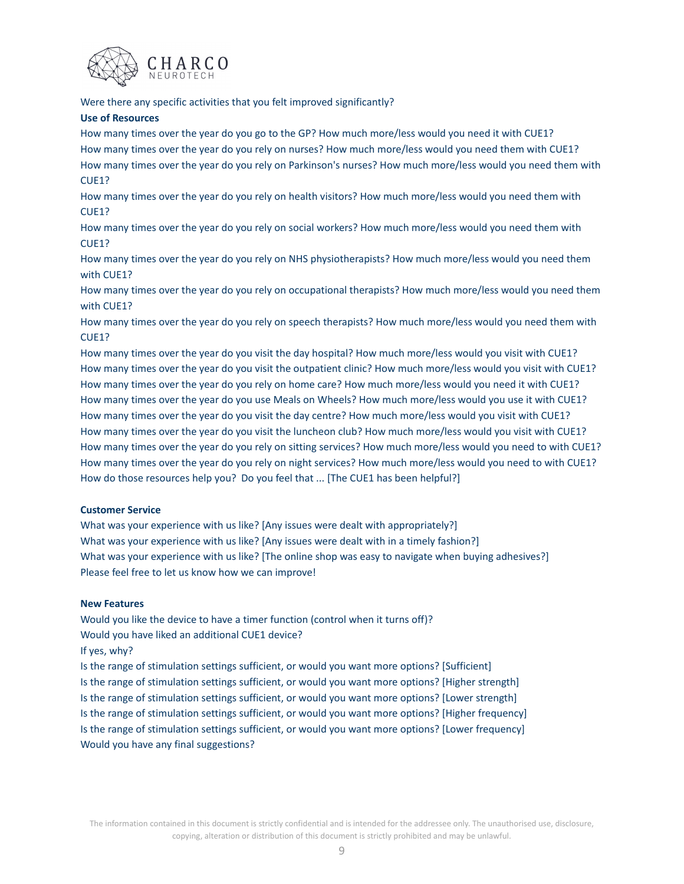Were there any specific activities that you felt improved significantly?

**Use of Resources**

How many times over the year do you go to the GP? How much more/less would you need it with CUE1?
How many times over the year do you rely on nurses? How much more/less would you need them with CUE1?
How many times over the year do you rely on Parkinson's nurses? How much more/less would you need them with CUE1?
How many times over the year do you rely on health visitors? How much more/less would you need them with CUE1?
How many times over the year do you rely on social workers? How much more/less would you need them with CUE1?
How many times over the year do you rely on NHS physiotherapists? How much more/less would you need them with CUE1?
How many times over the year do you rely on occupational therapists? How much more/less would you need them with CUE1?
How many times over the year do you rely on speech therapists? How much more/less would you need them with CUE1?
How many times over the year do you visit the day hospital? How much more/less would you visit with CUE1?
How many times over the year do you visit the outpatient clinic? How much more/less would you visit with CUE1?
How many times over the year do you rely on home care? How much more/less would you need it with CUE1?
How many times over the year do you use Meals on Wheels? How much more/less would you use it with CUE1?
How many times over the year do you visit the day centre? How much more/less would you visit with CUE1?
How many times over the year do you visit the luncheon club? How much more/less would you visit with CUE1?
How many times over the year do you rely on sitting services? How much more/less would you need to with CUE1?
How many times over the year do you rely on night services? How much more/less would you need to with CUE1?
How do those resources help you? Do you feel that ... [The CUE1 has been helpful?]

**Customer Service**

What was your experience with us like? [Any issues were dealt with appropriately?]
What was your experience with us like? [Any issues were dealt with in a timely fashion?]
What was your experience with us like? [The online shop was easy to navigate when buying adhesives?]
Please feel free to let us know how we can improve!

**New Features**

Would you like the device to have a timer function (control when it turns off)?
Would you have liked an additional CUE1 device?
If yes, why?
Is the range of stimulation settings sufficient, or would you want more options? [Sufficient]
Is the range of stimulation settings sufficient, or would you want more options? [Higher strength]
Is the range of stimulation settings sufficient, or would you want more options? [Lower strength]
Is the range of stimulation settings sufficient, or would you want more options? [Higher frequency]
Is the range of stimulation settings sufficient, or would you want more options? [Lower frequency]
Would you have any final suggestions?